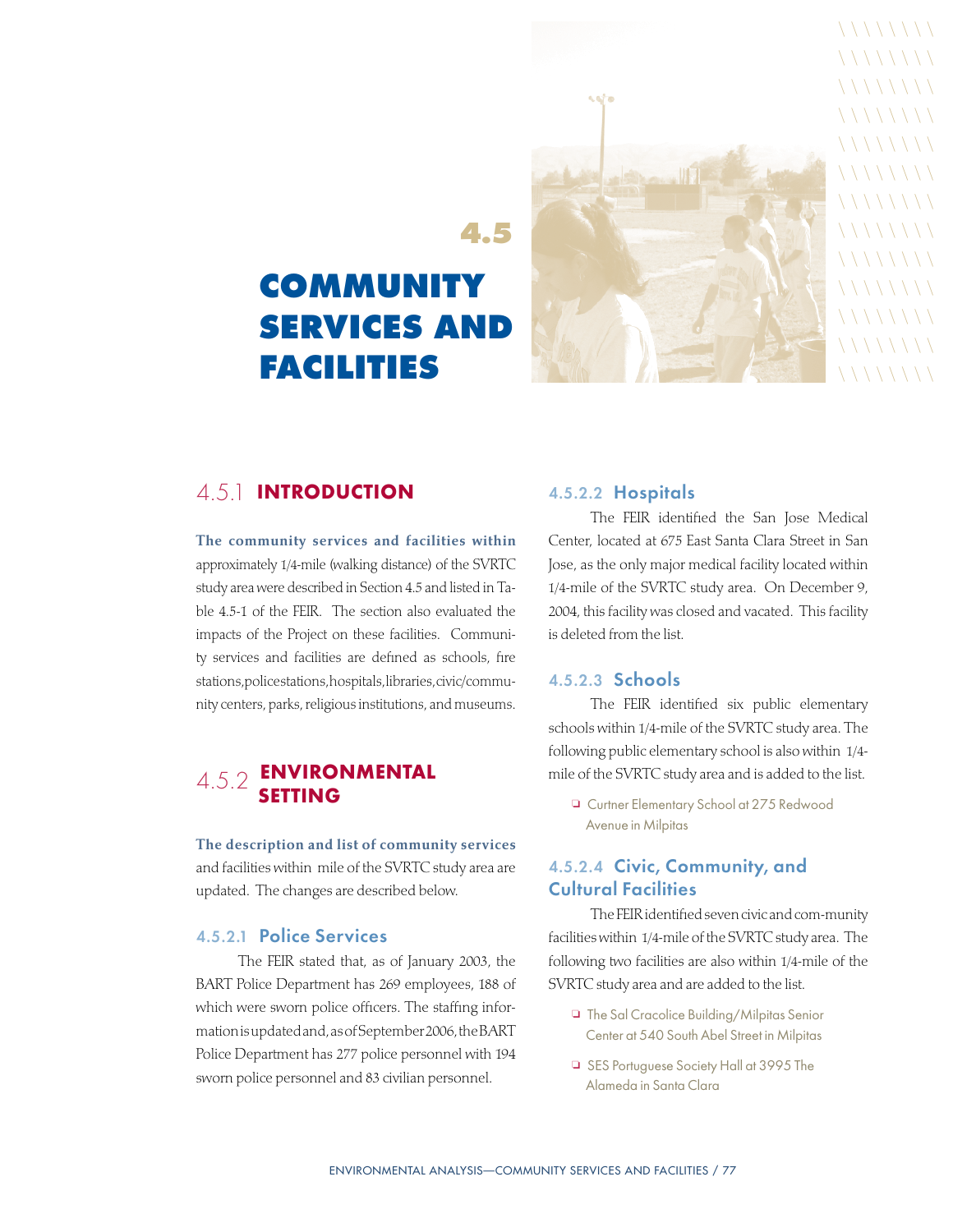# 4.5 COMMUNITY SERVICES AND FACILITIES

## 4.5.1 INTRODUCTION

**The community services and facilities within** approximately 1/4-mile (walking distance) of the SVRTC study area were described in Section 4.5 and listed in Table 4.5-1 of the FEIR. The section also evaluated the impacts of the Project on these facilities. Community services and facilities are defined as schools, fire stations, police stations, hospitals, libraries, civic/community centers, parks, religious institutions, and museums.

## 4.5.2 ENVIRONMENTAL SETTING

**The description and list of community services** and facilities within mile of the SVRTC study area are updated. The changes are described below.

### 4.5.2.1 Police Services

The FEIR stated that, as of January 2003, the BART Police Department has 269 employees, 188 of which were sworn police officers. The staffing information is updated and, as of September 2006, the BART Police Department has 277 police personnel with 194 sworn police personnel and 83 civilian personnel.

### 4.5.2.2 Hospitals

The FEIR identified the San Jose Medical Center, located at 675 East Santa Clara Street in San Jose, as the only major medical facility located within 1/4-mile of the SVRTC study area. On December 9, 2004, this facility was closed and vacated. This facility is deleted from the list.

### 4.5.2.3 Schools

The FEIR identified six public elementary schools within 1/4-mile of the SVRTC study area. The following public elementary school is also within 1/4-mile of the SVRTC study area and is added to the list.

- Curtner Elementary School at 275 Redwood Avenue in Milpitas

### 4.5.2.4 Civic, Community, and Cultural Facilities

The FEIR identified seven civic and com-munity facilities within 1/4-mile of the SVRTC study area. The following two facilities are also within 1/4-mile of the SVRTC study area and are added to the list.

- The Sal Cracolice Building/Milpitas Senior Center at 540 South Abel Street in Milpitas
- SES Portuguese Society Hall at 3995 The Alameda in Santa Clara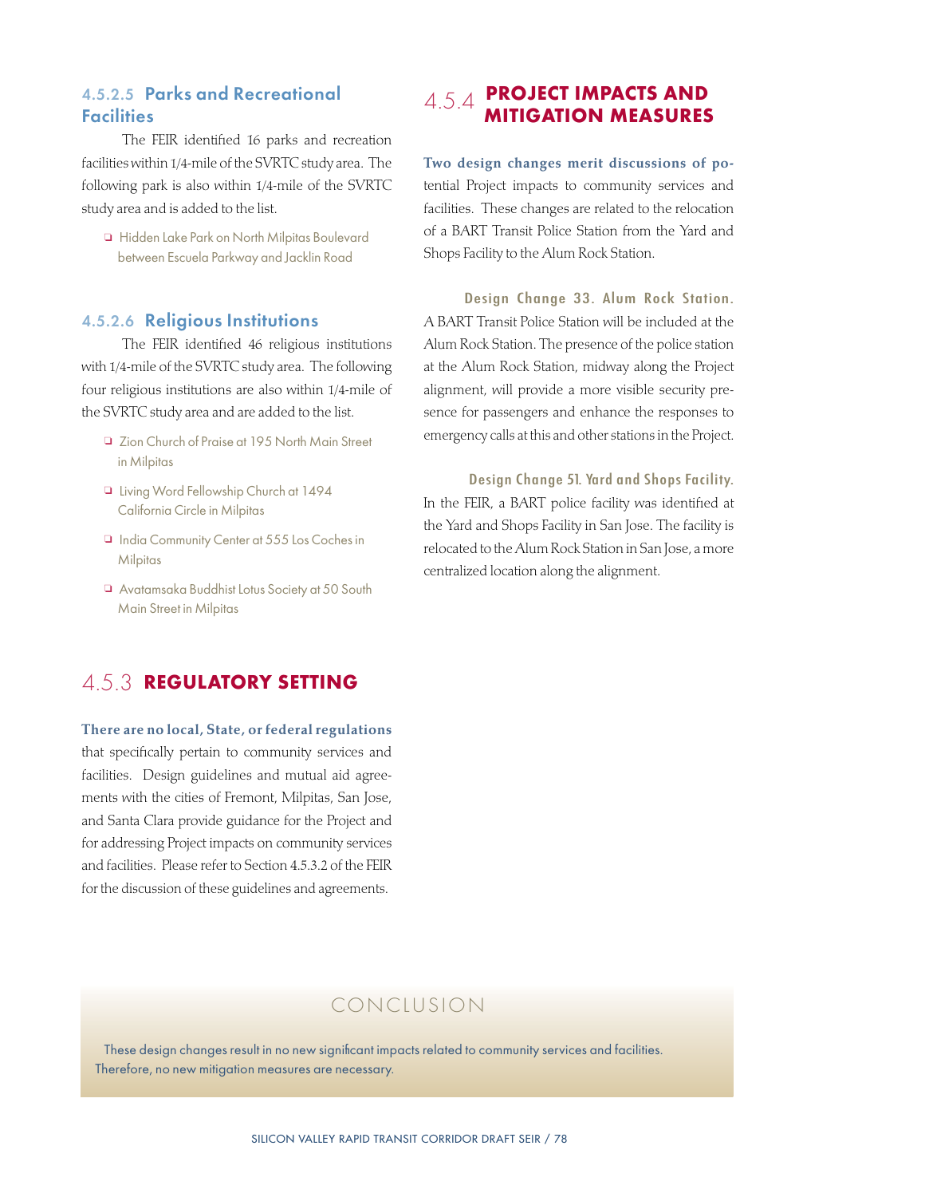#### 4.5.2.5 Parks and Recreational Facilities

The FEIR identified 16 parks and recreation facilities within 1/4-mile of the SVRTC study area. The following park is also within 1/4-mile of the SVRTC study area and is added to the list.

- Hidden Lake Park on North Milpitas Boulevard between Escuela Parkway and Jacklin Road

#### 4.5.2.6 Religious Institutions

The FEIR identified 46 religious institutions with 1/4-mile of the SVRTC study area. The following four religious institutions are also within 1/4-mile of the SVRTC study area and are added to the list.

- Zion Church of Praise at 195 North Main Street in Milpitas
- Living Word Fellowship Church at 1494 California Circle in Milpitas
- India Community Center at 555 Los Coches in Milpitas
- Avatamsaka Buddhist Lotus Society at 50 South Main Street in Milpitas

## 4.5.3 REGULATORY SETTING

**There are no local, State, or federal regulations** that specifically pertain to community services and facilities. Design guidelines and mutual aid agreements with the cities of Fremont, Milpitas, San Jose, and Santa Clara provide guidance for the Project and for addressing Project impacts on community services and facilities. Please refer to Section 4.5.3.2 of the FEIR for the discussion of these guidelines and agreements.

## 4.5.4 PROJECT IMPACTS AND MITIGATION MEASURES

**Two design changes merit discussions of po**tential Project impacts to community services and facilities. These changes are related to the relocation of a BART Transit Police Station from the Yard and Shops Facility to the Alum Rock Station.

**Design Change 33. Alum Rock Station.** A BART Transit Police Station will be included at the Alum Rock Station. The presence of the police station at the Alum Rock Station, midway along the Project alignment, will provide a more visible security presence for passengers and enhance the responses to emergency calls at this and other stations in the Project.

**Design Change 51. Yard and Shops Facility.** In the FEIR, a BART police facility was identified at the Yard and Shops Facility in San Jose. The facility is relocated to the Alum Rock Station in San Jose, a more centralized location along the alignment.

### CONCLUSION

These design changes result in no new significant impacts related to community services and facilities. Therefore, no new mitigation measures are necessary.